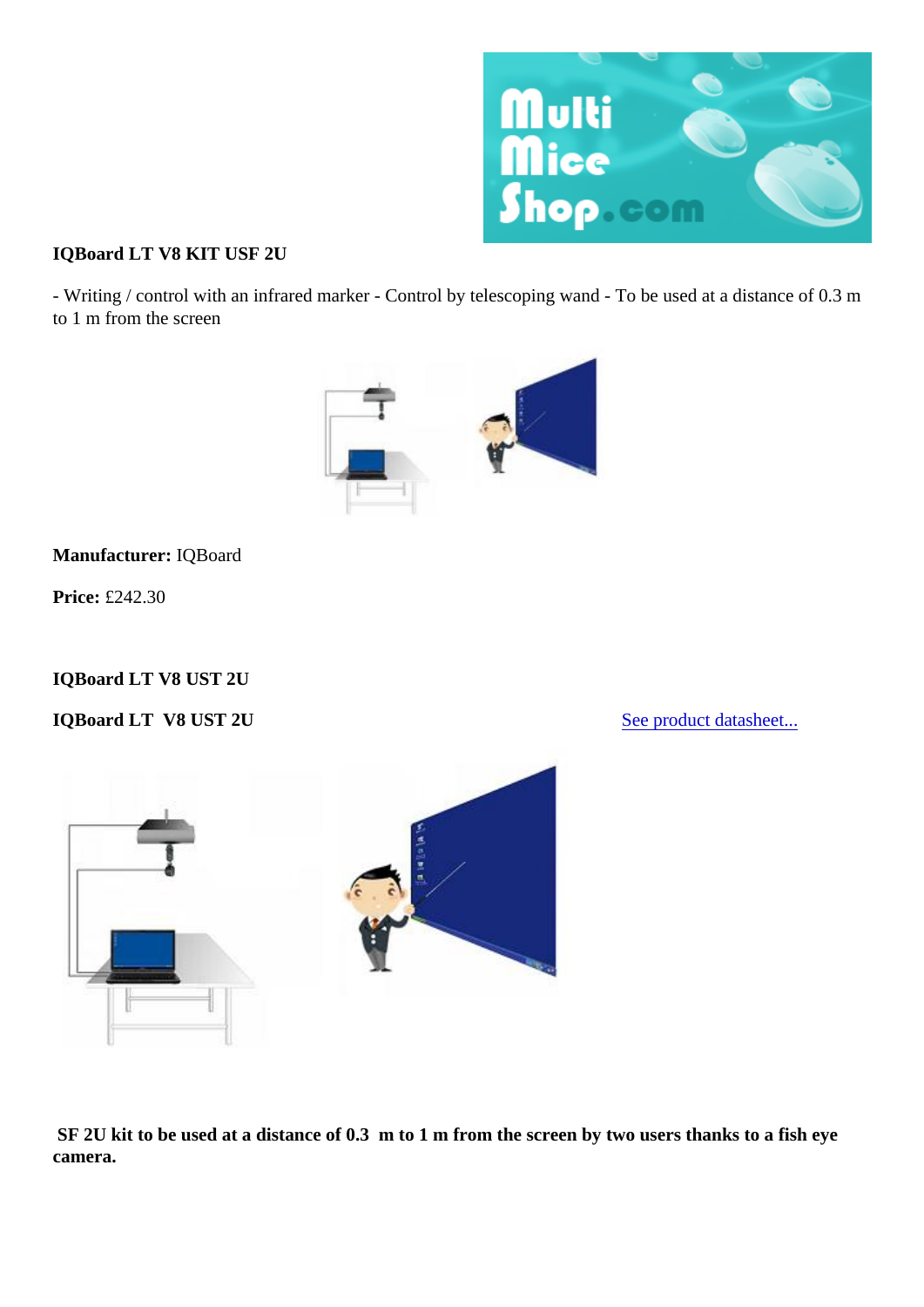**IQBoard LT V8 KIT USF 2U**

- Writing / control with an infrared marker - Control by telescoping wand - To be used at a distance of 0.3 m to 1 m from the screen

**Manufacturer:** IQBoard

**Price:** £242.30

**IQBoard LT V8 UST 2U**

**IQBoard LT V8 UST 2U**

See product datasheet...

**SF 2U kit to be used at a distance of 0.3 m to 1 m from the screen by two users thanks to a fish eye camera.**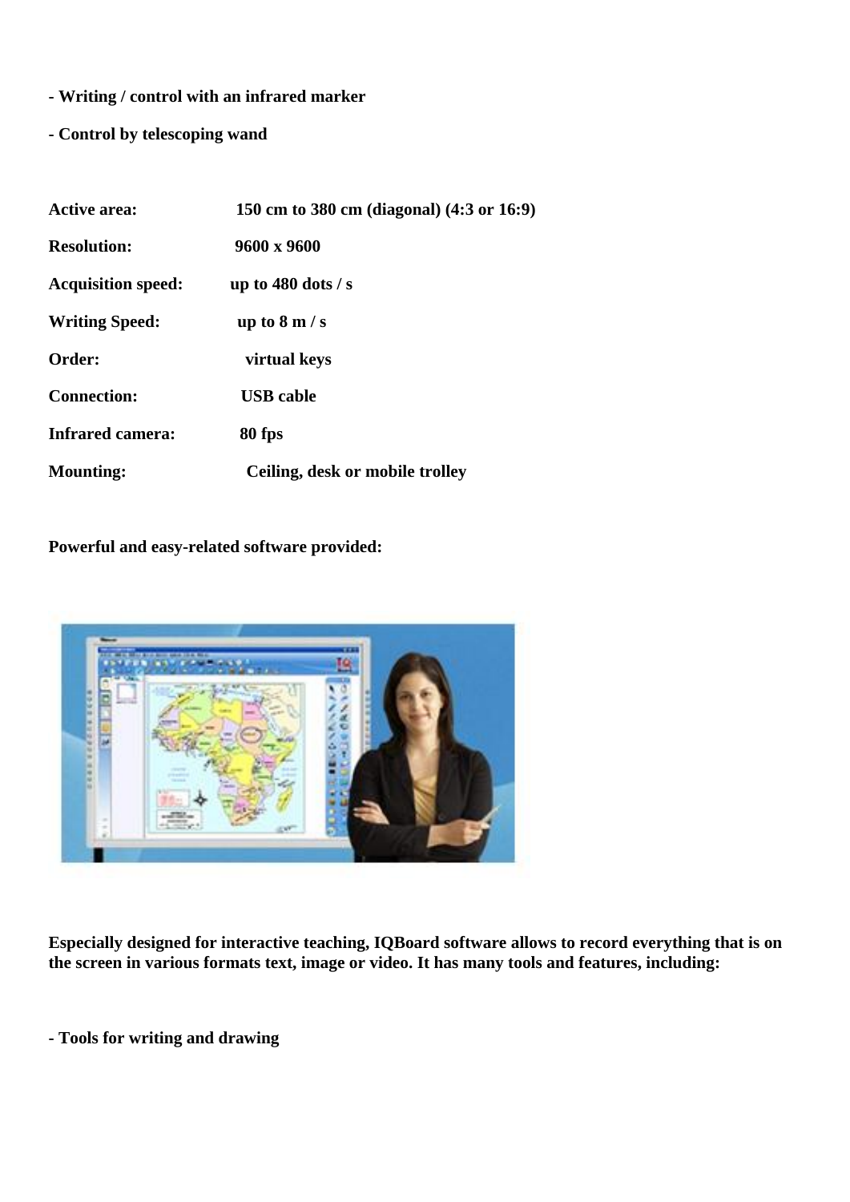**- Writing / control with an infrared marker**

**- Control by telescoping wand**

| | |
|---|---|
| **Active area:** | **150 cm to 380 cm (diagonal) (4:3 or 16:9)** |
| **Resolution:** | **9600 x 9600** |
| **Acquisition speed:** | **up to 480 dots / s** |
| **Writing Speed:** | **up to 8 m / s** |
| **Order:** | **virtual keys** |
| **Connection:** | **USB cable** |
| **Infrared camera:** | **80 fps** |
| **Mounting:** | **Ceiling, desk or mobile trolley** |

**Powerful and easy-related software provided:**

**Especially designed for interactive teaching, IQBoard software allows to record everything that is on the screen in various formats text, image or video. It has many tools and features, including:**

**- Tools for writing and drawing**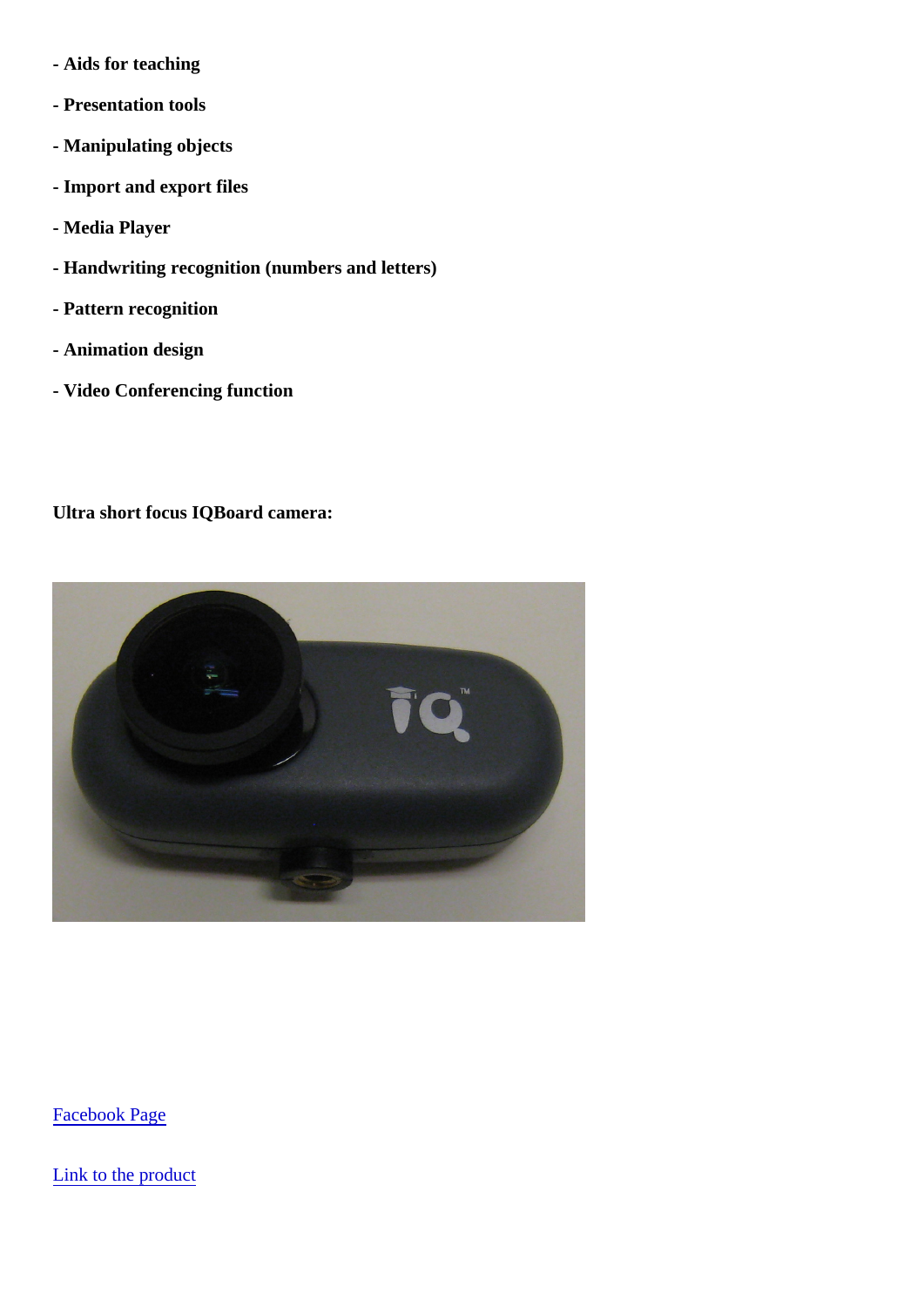- **Aids for teaching**

- **Presentation tools**

- **Manipulating objects**

- **Import and export files**

- **Media Player**

- **Handwriting recognition (numbers and letters)**

- **Pattern recognition**

- **Animation design**

- **Video Conferencing function**

**Ultra short focus IQBoard camera:**

Facebook Page

Link to the product